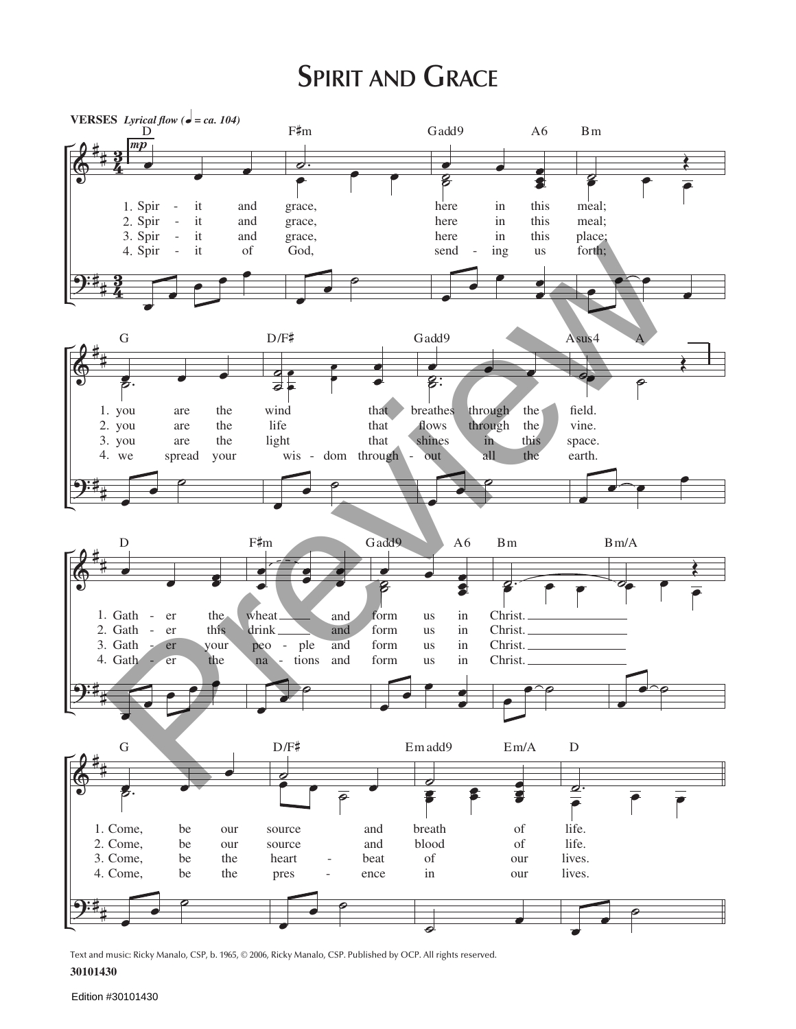# Spirit and Grace

**VERSES** *Lyrical flow (♩ = ca. 104)*

D F♯m Gadd9 A6 Bm

1. Spir - it and grace, here in this meal;
2. Spir - it and grace, here in this meal;
3. Spir - it and grace, here in this place;
4. Spir - it of God, send - ing us forth;

G D/F♯ Gadd9 Asus4 A

1. you are the wind that breathes through the field.
2. you are the life that flows through the vine.
3. you are the light that shines in this space.
4. we spread your wis - dom through - out all the earth.

D F♯m Gadd9 A6 Bm Bm/A

1. Gath - er the wheat and form us in Christ.
2. Gath - er this drink and form us in Christ.
3. Gath - er your peo - ple and form us in Christ.
4. Gath - er the na - tions and form us in Christ.

G D/F♯ Emadd9 Em/A D

1. Come, be our source and breath of life.
2. Come, be our source and blood of life.
3. Come, be the heart - beat of our lives.
4. Come, be the pres - ence in our lives.

Text and music: Ricky Manalo, CSP, b. 1965, © 2006, Ricky Manalo, CSP. Published by OCP. All rights reserved.

30101430

Edition #30101430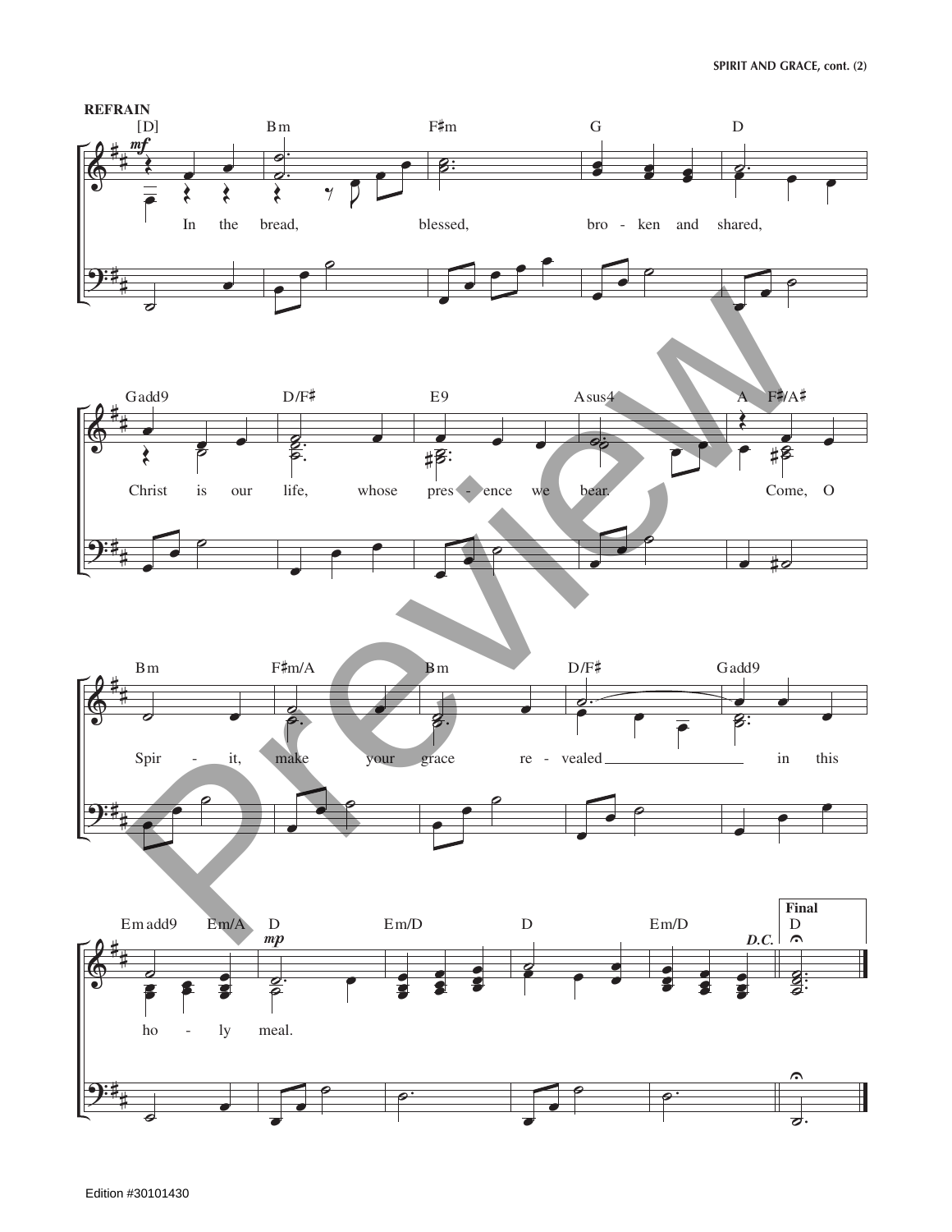**REFRAIN**

In the bread, blessed, bro - ken and shared,

Christ is our life, whose pres - ence we bear. Come, O

Spir - it, make your grace re - vealed in this

ho - ly meal.

Edition #30101430